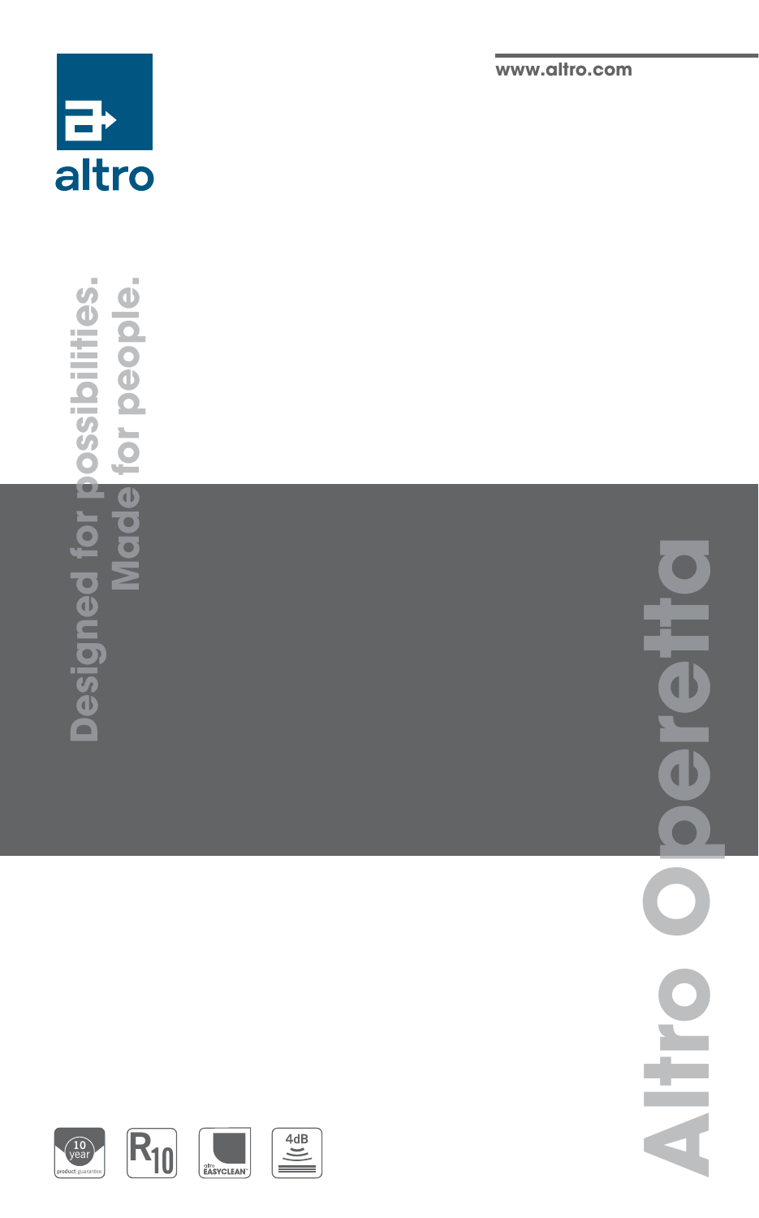www.altro.com

altro

# Altro Operetta

Designed for possibilities.
Made for people.

10 year product guarantee

R10

altro EASYCLEAN

4dB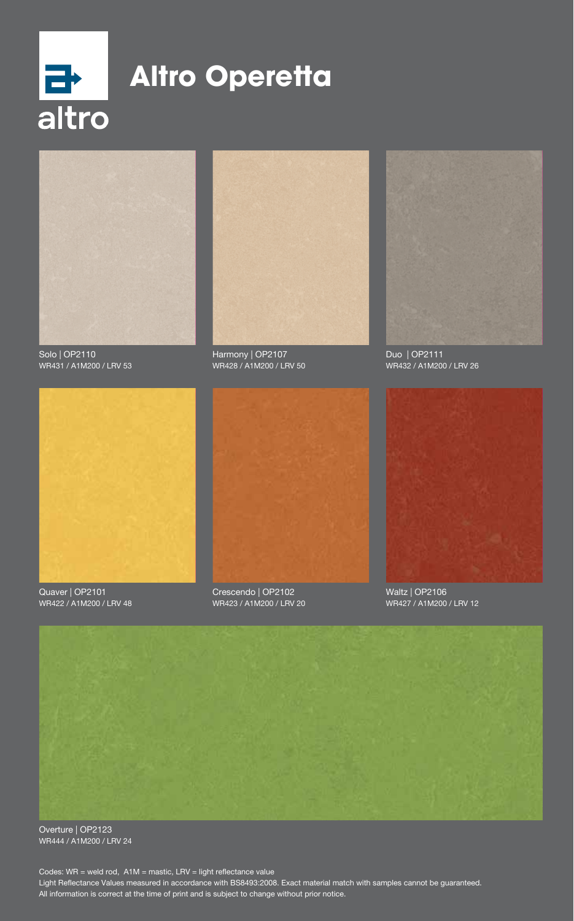altro

# Altro Operetta

Solo | OP2110
WR431 / A1M200 / LRV 53

Harmony | OP2107
WR428 / A1M200 / LRV 50

Duo | OP2111
WR432 / A1M200 / LRV 26

Quaver | OP2101
WR422 / A1M200 / LRV 48

Crescendo | OP2102
WR423 / A1M200 / LRV 20

Waltz | OP2106
WR427 / A1M200 / LRV 12

Overture | OP2123
WR444 / A1M200 / LRV 24

Codes: WR = weld rod, A1M = mastic, LRV = light reflectance value
Light Reflectance Values measured in accordance with BS8493:2008. Exact material match with samples cannot be guaranteed.
All information is correct at the time of print and is subject to change without prior notice.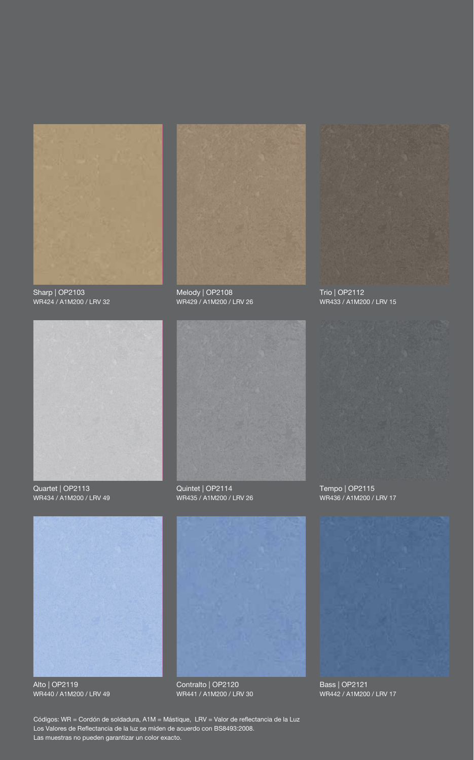Sharp | OP2103
WR424 / A1M200 / LRV 32

Melody | OP2108
WR429 / A1M200 / LRV 26

Trio | OP2112
WR433 / A1M200 / LRV 15

Quartet | OP2113
WR434 / A1M200 / LRV 49

Quintet | OP2114
WR435 / A1M200 / LRV 26

Tempo | OP2115
WR436 / A1M200 / LRV 17

Alto | OP2119
WR440 / A1M200 / LRV 49

Contralto | OP2120
WR441 / A1M200 / LRV 30

Bass | OP2121
WR442 / A1M200 / LRV 17

Códigos: WR = Cordón de soldadura, A1M = Mástique, LRV = Valor de reflectancia de la Luz
Los Valores de Reflectancia de la luz se miden de acuerdo con BS8493:2008.
Las muestras no pueden garantizar un color exacto.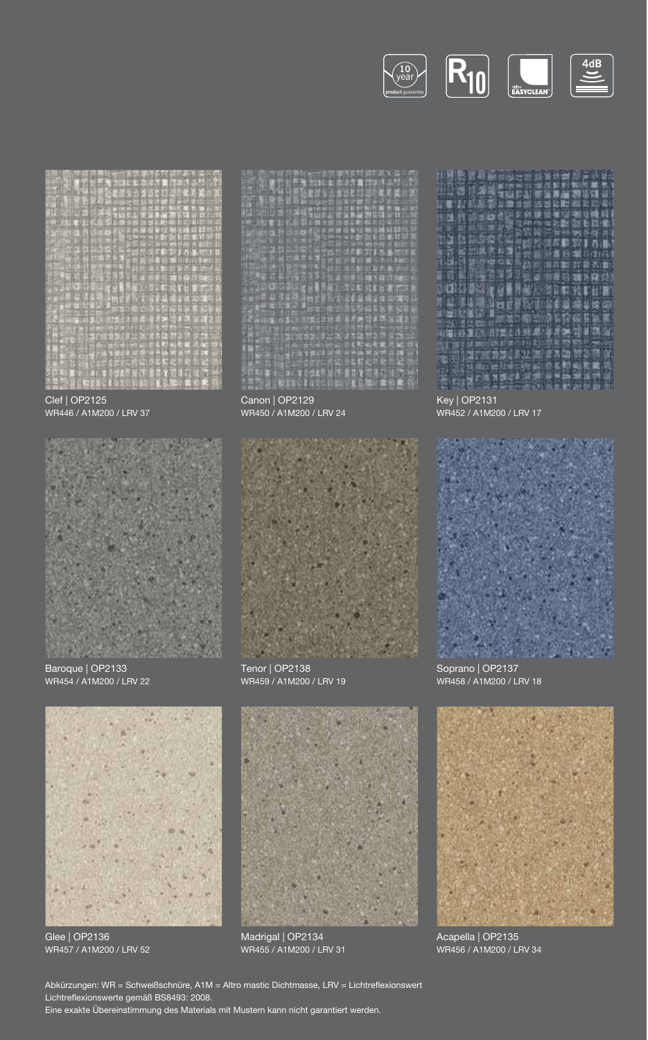10 year product guarantee

R10

altro EASYCLEAN

4dB

Clef | OP2125
WR446 / A1M200 / LRV 37

Canon | OP2129
WR450 / A1M200 / LRV 24

Key | OP2131
WR452 / A1M200 / LRV 17

Baroque | OP2133
WR454 / A1M200 / LRV 22

Tenor | OP2138
WR459 / A1M200 / LRV 19

Soprano | OP2137
WR458 / A1M200 / LRV 18

Glee | OP2136
WR457 / A1M200 / LRV 52

Madrigal | OP2134
WR455 / A1M200 / LRV 31

Acapella | OP2135
WR456 / A1M200 / LRV 34

Abkürzungen: WR = Schweißschnüre, A1M = Altro mastic Dichtmasse, LRV = Lichtreflexionswert
Lichtreflexionswerte gemäß BS8493: 2008.
Eine exakte Übereinstimmung des Materials mit Mustern kann nicht garantiert werden.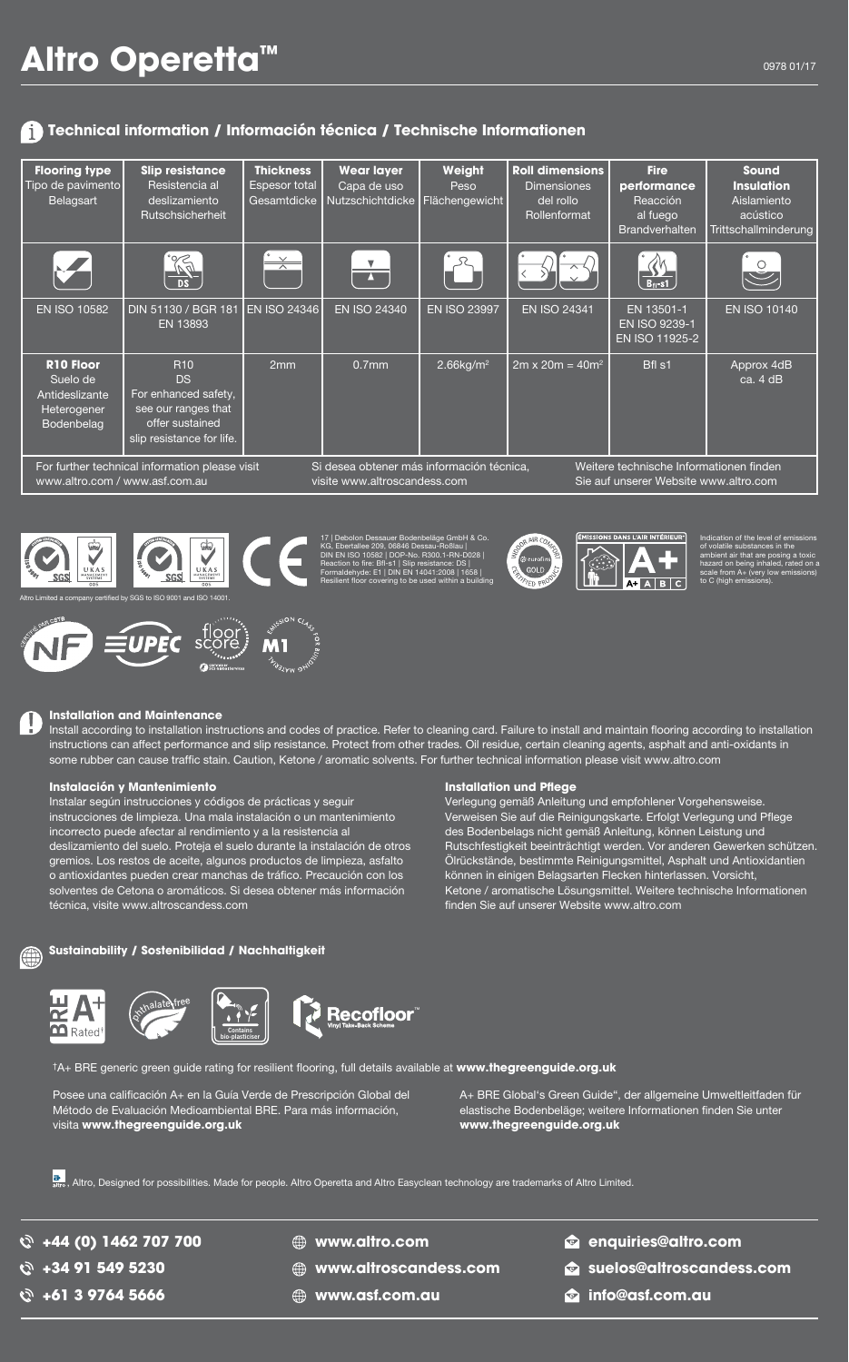# Altro Operetta™

0978 01/17

## Technical information / Información técnica / Technische Informationen

| Flooring type Tipo de pavimento Belagsart | Slip resistance Resistencia al deslizamiento Rutschsicherheit | Thickness Espesor total Gesamtdicke | Wear layer Capa de uso Nutzschichtdicke | Weight Peso Flächengewicht | Roll dimensions Dimensiones del rollo Rollenformat | Fire performance Reacción al fuego Brandverhalten | Sound Insulation Aislamiento acústico Trittschallminderung |
|---|---|---|---|---|---|---|---|
| EN ISO 10582 | DIN 51130 / BGR 181 EN 13893 | EN ISO 24346 | EN ISO 24340 | EN ISO 23997 | EN ISO 24341 | EN 13501-1 EN ISO 9239-1 EN ISO 11925-2 | EN ISO 10140 |
| R10 Floor Suelo de Antideslizante Heterogener Bodenbelag | R10 DS For enhanced safety, see our ranges that offer sustained slip resistance for life. | 2mm | 0.7mm | 2.66kg/m² | 2m x 20m = 40m² | Bfl s1 | Approx 4dB ca. 4 dB |

For further technical information please visit www.altro.com / www.asf.com.au

Si desea obtener más información técnica, visite www.altroscandess.com

Weitere technische Informationen finden Sie auf unserer Website www.altro.com

Altro Limited a company certified by SGS to ISO 9001 and ISO 14001.

17 | Debolon Dessauer Bodenbeläge GmbH & Co. KG, Ebertallee 209, 06846 Dessau-Roßlau | DIN EN ISO 10582 | DOP-No. R300.1-RN-D028 | Reaction to fire: Bfl-s1 | Slip resistance: DS | Formaldehyde: E1 | DIN EN 14041:2008 | 1658 | Resilient floor covering to be used within a building

ÉMISSIONS DANS L'AIR INTÉRIEUR

Indication of the level of emissions of volatile substances in the ambient air that are posing a toxic hazard on being inhaled, rated on a scale from A+ (very low emissions) to C (high emissions).

### Installation and Maintenance

Install according to installation instructions and codes of practice. Refer to cleaning card. Failure to install and maintain flooring according to installation instructions can affect performance and slip resistance. Protect from other trades. Oil residue, certain cleaning agents, asphalt and anti-oxidants in some rubber can cause traffic stain. Caution, Ketone / aromatic solvents. For further technical information please visit www.altro.com

### Instalación y Mantenimiento

Instalar según instrucciones y códigos de prácticas y seguir instrucciones de limpieza. Una mala instalación o un mantenimiento incorrecto puede afectar al rendimiento y a la resistencia al deslizamiento del suelo. Proteja el suelo durante la instalación de otros gremios. Los restos de aceite, algunos productos de limpieza, asfalto o antioxidantes pueden crear manchas de tráfico. Precaución con los solventes de Cetona o aromáticos. Si desea obtener más información técnica, visite www.altroscandess.com

### Installation und Pflege

Verlegung gemäß Anleitung und empfohlener Vorgehensweise. Verweisen Sie auf die Reinigungskarte. Erfolgt Verlegung und Pflege des Bodenbelags nicht gemäß Anleitung, können Leistung und Rutschfestigkeit beeinträchtigt werden. Vor anderen Gewerken schützen. Ölrückstände, bestimmte Reinigungsmittel, Asphalt und Antioxidantien können in einigen Belagsarten Flecken hinterlassen. Vorsicht, Ketone / aromatische Lösungsmittel. Weitere technische Informationen finden Sie auf unserer Website www.altro.com

## Sustainability / Sostenibilidad / Nachhaltigkeit

BRE A+ Rated† | phthalate free | Contains bio-plasticiser | Recofloor™ Vinyl Take-Back Scheme

†A+ BRE generic green guide rating for resilient flooring, full details available at **www.thegreenguide.org.uk**

Posee una calificación A+ en la Guía Verde de Prescripción Global del Método de Evaluación Medioambiental BRE. Para más información, visita **www.thegreenguide.org.uk**

A+ BRE Global's Green Guide", der allgemeine Umweltleitfaden für elastische Bodenbeläge; weitere Informationen finden Sie unter **www.thegreenguide.org.uk**

Altro, Designed for possibilities. Made for people. Altro Operetta and Altro Easyclean technology are trademarks of Altro Limited.

**+44 (0) 1462 707 700**
**+34 91 549 5230**
**+61 3 9764 5666**

**www.altro.com**
**www.altroscandess.com**
**www.asf.com.au**

**enquiries@altro.com**
**suelos@altroscandess.com**
**info@asf.com.au**